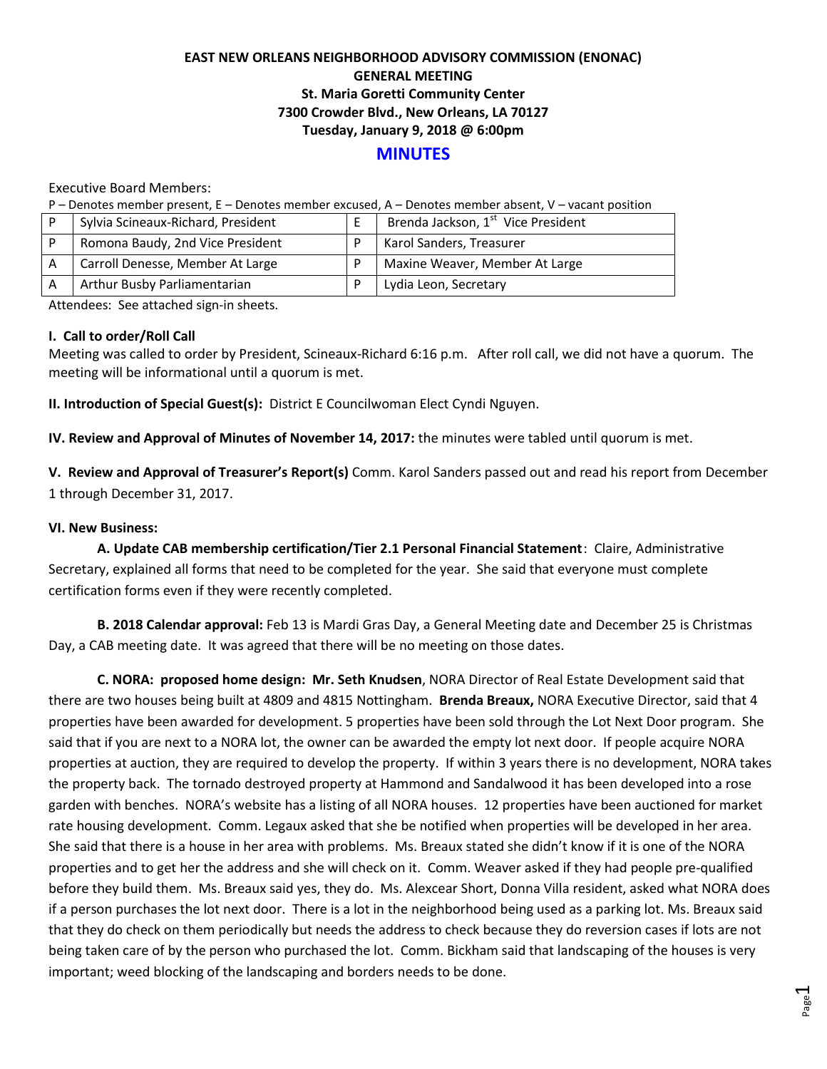**EAST NEW ORLEANS NEIGHBORHOOD ADVISORY COMMISSION (ENONAC)**
**GENERAL MEETING**
**St. Maria Goretti Community Center**
**7300 Crowder Blvd., New Orleans, LA 70127**
**Tuesday, January 9, 2018 @ 6:00pm**

# MINUTES

Executive Board Members:

P – Denotes member present, E – Denotes member excused, A – Denotes member absent, V – vacant position

| | | | |
|---|---|---|---|
| P | Sylvia Scineaux-Richard, President | E | Brenda Jackson, 1st Vice President |
| P | Romona Baudy, 2nd Vice President | P | Karol Sanders, Treasurer |
| A | Carroll Denesse, Member At Large | P | Maxine Weaver, Member At Large |
| A | Arthur Busby Parliamentarian | P | Lydia Leon, Secretary |

Attendees: See attached sign-in sheets.

**I. Call to order/Roll Call**

Meeting was called to order by President, Scineaux-Richard 6:16 p.m. After roll call, we did not have a quorum. The meeting will be informational until a quorum is met.

**II. Introduction of Special Guest(s):** District E Councilwoman Elect Cyndi Nguyen.

**IV. Review and Approval of Minutes of November 14, 2017:** the minutes were tabled until quorum is met.

**V. Review and Approval of Treasurer's Report(s)** Comm. Karol Sanders passed out and read his report from December 1 through December 31, 2017.

**VI. New Business:**

**A. Update CAB membership certification/Tier 2.1 Personal Financial Statement**: Claire, Administrative Secretary, explained all forms that need to be completed for the year. She said that everyone must complete certification forms even if they were recently completed.

**B. 2018 Calendar approval:** Feb 13 is Mardi Gras Day, a General Meeting date and December 25 is Christmas Day, a CAB meeting date. It was agreed that there will be no meeting on those dates.

**C. NORA: proposed home design: Mr. Seth Knudsen**, NORA Director of Real Estate Development said that there are two houses being built at 4809 and 4815 Nottingham. **Brenda Breaux,** NORA Executive Director, said that 4 properties have been awarded for development. 5 properties have been sold through the Lot Next Door program. She said that if you are next to a NORA lot, the owner can be awarded the empty lot next door. If people acquire NORA properties at auction, they are required to develop the property. If within 3 years there is no development, NORA takes the property back. The tornado destroyed property at Hammond and Sandalwood it has been developed into a rose garden with benches. NORA's website has a listing of all NORA houses. 12 properties have been auctioned for market rate housing development. Comm. Legaux asked that she be notified when properties will be developed in her area. She said that there is a house in her area with problems. Ms. Breaux stated she didn't know if it is one of the NORA properties and to get her the address and she will check on it. Comm. Weaver asked if they had people pre-qualified before they build them. Ms. Breaux said yes, they do. Ms. Alexcear Short, Donna Villa resident, asked what NORA does if a person purchases the lot next door. There is a lot in the neighborhood being used as a parking lot. Ms. Breaux said that they do check on them periodically but needs the address to check because they do reversion cases if lots are not being taken care of by the person who purchased the lot. Comm. Bickham said that landscaping of the houses is very important; weed blocking of the landscaping and borders needs to be done.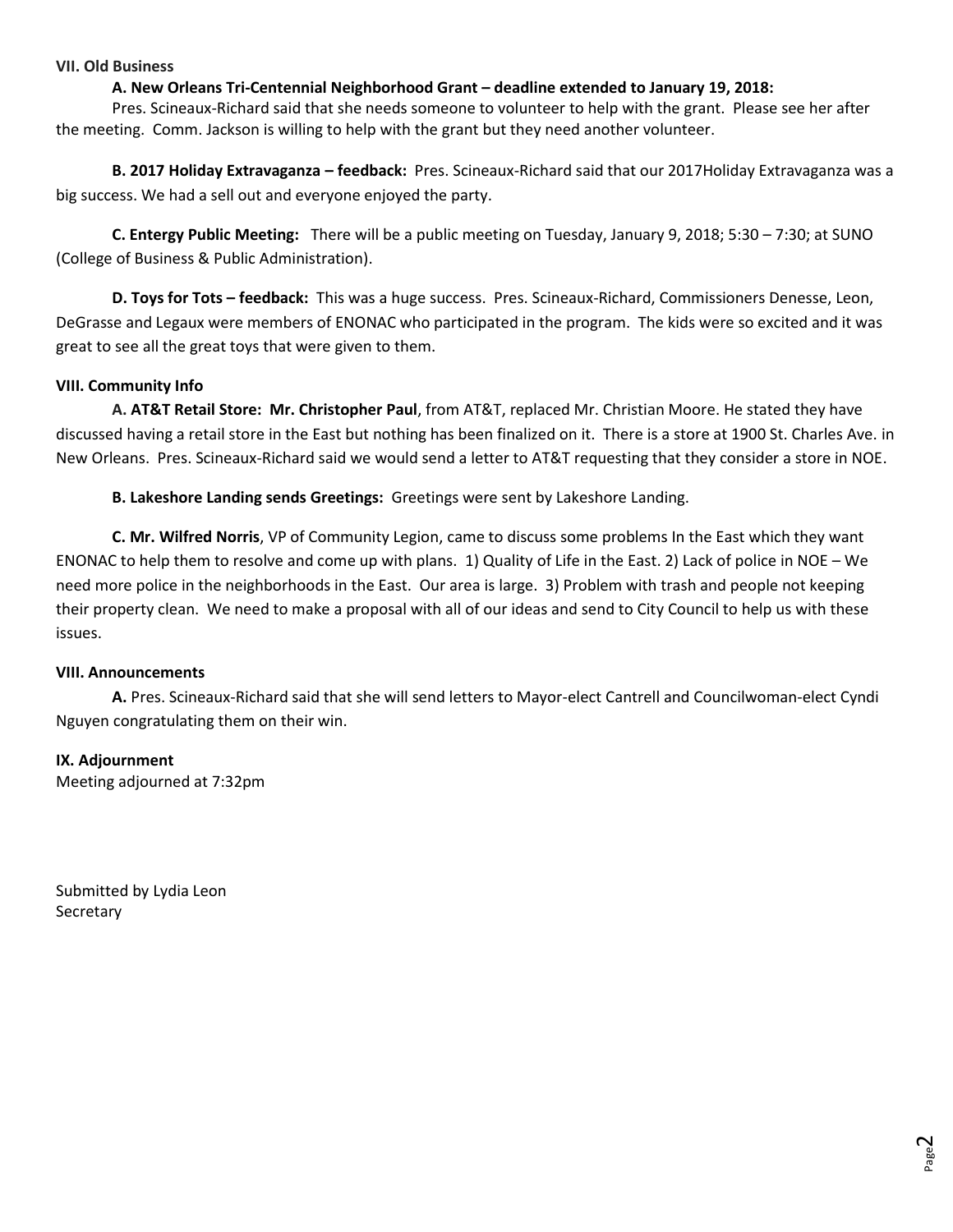**VII. Old Business**

**A. New Orleans Tri-Centennial Neighborhood Grant – deadline extended to January 19, 2018:**

Pres. Scineaux-Richard said that she needs someone to volunteer to help with the grant. Please see her after the meeting. Comm. Jackson is willing to help with the grant but they need another volunteer.

**B. 2017 Holiday Extravaganza – feedback:** Pres. Scineaux-Richard said that our 2017Holiday Extravaganza was a big success. We had a sell out and everyone enjoyed the party.

**C. Entergy Public Meeting:** There will be a public meeting on Tuesday, January 9, 2018; 5:30 – 7:30; at SUNO (College of Business & Public Administration).

**D. Toys for Tots – feedback:** This was a huge success. Pres. Scineaux-Richard, Commissioners Denesse, Leon, DeGrasse and Legaux were members of ENONAC who participated in the program. The kids were so excited and it was great to see all the great toys that were given to them.

**VIII. Community Info**

**A. AT&T Retail Store: Mr. Christopher Paul**, from AT&T, replaced Mr. Christian Moore. He stated they have discussed having a retail store in the East but nothing has been finalized on it. There is a store at 1900 St. Charles Ave. in New Orleans. Pres. Scineaux-Richard said we would send a letter to AT&T requesting that they consider a store in NOE.

**B. Lakeshore Landing sends Greetings:** Greetings were sent by Lakeshore Landing.

**C. Mr. Wilfred Norris**, VP of Community Legion, came to discuss some problems In the East which they want ENONAC to help them to resolve and come up with plans. 1) Quality of Life in the East. 2) Lack of police in NOE – We need more police in the neighborhoods in the East. Our area is large. 3) Problem with trash and people not keeping their property clean. We need to make a proposal with all of our ideas and send to City Council to help us with these issues.

**VIII. Announcements**

**A.** Pres. Scineaux-Richard said that she will send letters to Mayor-elect Cantrell and Councilwoman-elect Cyndi Nguyen congratulating them on their win.

**IX. Adjournment**

Meeting adjourned at 7:32pm

Submitted by Lydia Leon
Secretary